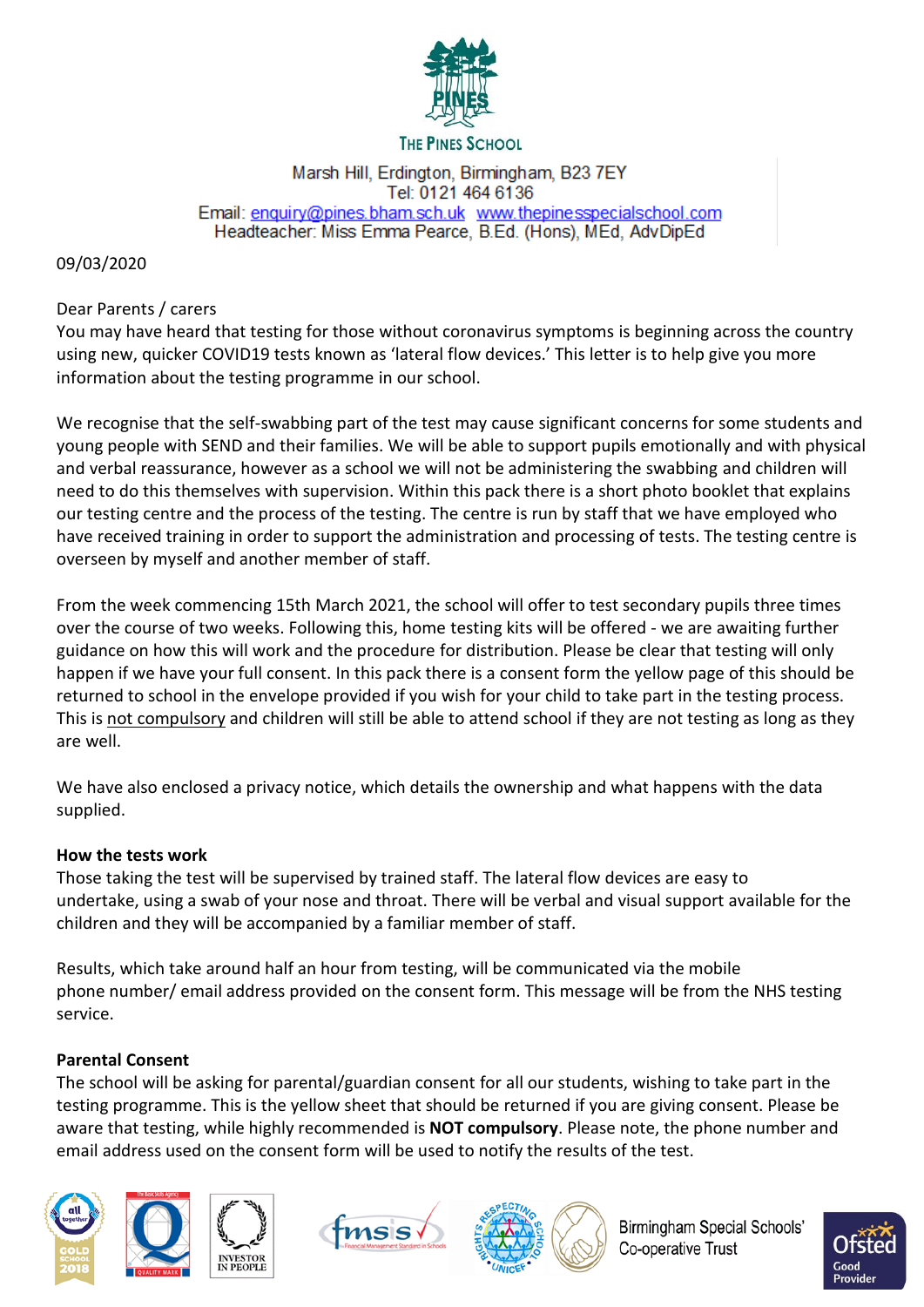THE PINES SCHOOL

Marsh Hill, Erdington, Birmingham, B23 7EY
Tel: 0121 464 6136
Email: enquiry@pines.bham.sch.uk www.thepinesspecialschool.com
Headteacher: Miss Emma Pearce, B.Ed. (Hons), MEd, AdvDipEd

09/03/2020

Dear Parents / carers
You may have heard that testing for those without coronavirus symptoms is beginning across the country using new, quicker COVID19 tests known as 'lateral flow devices.' This letter is to help give you more information about the testing programme in our school.

We recognise that the self-swabbing part of the test may cause significant concerns for some students and young people with SEND and their families. We will be able to support pupils emotionally and with physical and verbal reassurance, however as a school we will not be administering the swabbing and children will need to do this themselves with supervision. Within this pack there is a short photo booklet that explains our testing centre and the process of the testing. The centre is run by staff that we have employed who have received training in order to support the administration and processing of tests. The testing centre is overseen by myself and another member of staff.

From the week commencing 15th March 2021, the school will offer to test secondary pupils three times over the course of two weeks. Following this, home testing kits will be offered - we are awaiting further guidance on how this will work and the procedure for distribution. Please be clear that testing will only happen if we have your full consent. In this pack there is a consent form the yellow page of this should be returned to school in the envelope provided if you wish for your child to take part in the testing process. This is not compulsory and children will still be able to attend school if they are not testing as long as they are well.

We have also enclosed a privacy notice, which details the ownership and what happens with the data supplied.

**How the tests work**
Those taking the test will be supervised by trained staff. The lateral flow devices are easy to undertake, using a swab of your nose and throat. There will be verbal and visual support available for the children and they will be accompanied by a familiar member of staff.

Results, which take around half an hour from testing, will be communicated via the mobile phone number/ email address provided on the consent form. This message will be from the NHS testing service.

**Parental Consent**
The school will be asking for parental/guardian consent for all our students, wishing to take part in the testing programme. This is the yellow sheet that should be returned if you are giving consent. Please be aware that testing, while highly recommended is **NOT compulsory**. Please note, the phone number and email address used on the consent form will be used to notify the results of the test.

Birmingham Special Schools' Co-operative Trust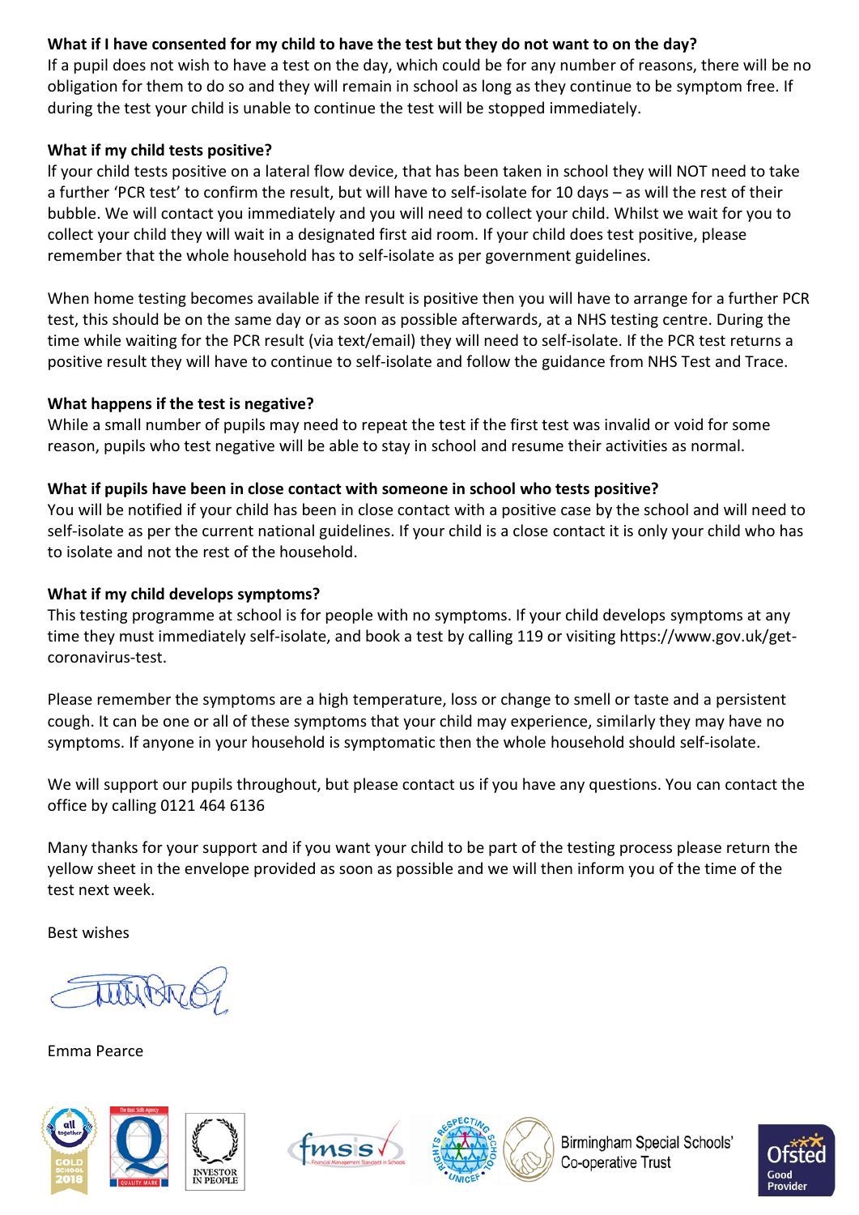**What if I have consented for my child to have the test but they do not want to on the day?**
If a pupil does not wish to have a test on the day, which could be for any number of reasons, there will be no obligation for them to do so and they will remain in school as long as they continue to be symptom free. If during the test your child is unable to continue the test will be stopped immediately.

**What if my child tests positive?**
If your child tests positive on a lateral flow device, that has been taken in school they will NOT need to take a further 'PCR test' to confirm the result, but will have to self-isolate for 10 days – as will the rest of their bubble. We will contact you immediately and you will need to collect your child. Whilst we wait for you to collect your child they will wait in a designated first aid room. If your child does test positive, please remember that the whole household has to self-isolate as per government guidelines.

When home testing becomes available if the result is positive then you will have to arrange for a further PCR test, this should be on the same day or as soon as possible afterwards, at a NHS testing centre. During the time while waiting for the PCR result (via text/email) they will need to self-isolate. If the PCR test returns a positive result they will have to continue to self-isolate and follow the guidance from NHS Test and Trace.

**What happens if the test is negative?**
While a small number of pupils may need to repeat the test if the first test was invalid or void for some reason, pupils who test negative will be able to stay in school and resume their activities as normal.

**What if pupils have been in close contact with someone in school who tests positive?**
You will be notified if your child has been in close contact with a positive case by the school and will need to self-isolate as per the current national guidelines. If your child is a close contact it is only your child who has to isolate and not the rest of the household.

**What if my child develops symptoms?**
This testing programme at school is for people with no symptoms. If your child develops symptoms at any time they must immediately self-isolate, and book a test by calling 119 or visiting https://www.gov.uk/get-coronavirus-test.

Please remember the symptoms are a high temperature, loss or change to smell or taste and a persistent cough. It can be one or all of these symptoms that your child may experience, similarly they may have no symptoms. If anyone in your household is symptomatic then the whole household should self-isolate.

We will support our pupils throughout, but please contact us if you have any questions. You can contact the office by calling 0121 464 6136

Many thanks for your support and if you want your child to be part of the testing process please return the yellow sheet in the envelope provided as soon as possible and we will then inform you of the time of the test next week.

Best wishes

Emma Pearce

Birmingham Special Schools' Co-operative Trust